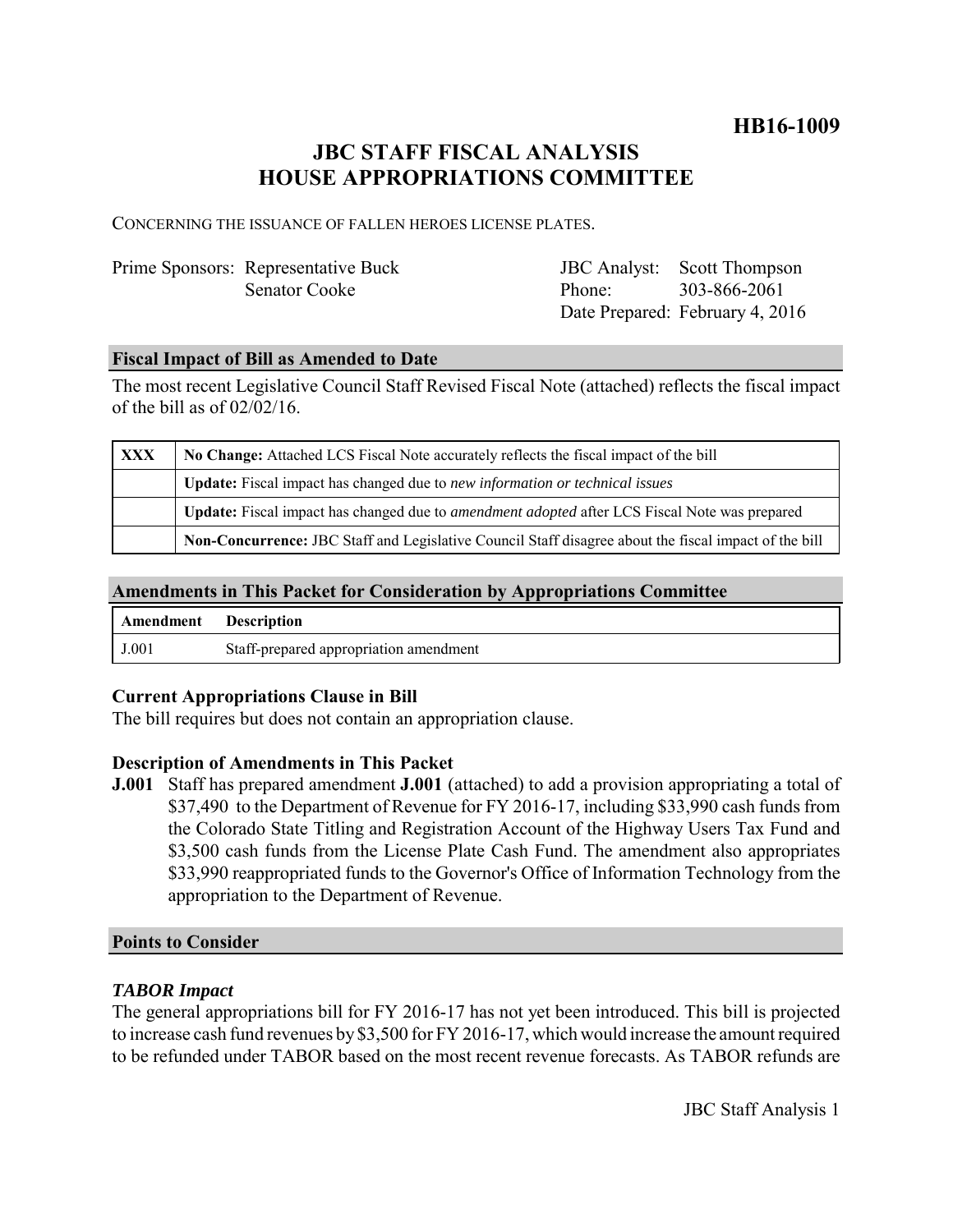**HB16-1009**

# JBC STAFF FISCAL ANALYSIS
# HOUSE APPROPRIATIONS COMMITTEE

CONCERNING THE ISSUANCE OF FALLEN HEROES LICENSE PLATES.

| Prime Sponsors: | Representative Buck<br>Senator Cooke | JBC Analyst:<br>Phone:<br>Date Prepared: | Scott Thompson<br>303-866-2061<br>February 4, 2016 |
|---|---|---|---|

## Fiscal Impact of Bill as Amended to Date

The most recent Legislative Council Staff Revised Fiscal Note (attached) reflects the fiscal impact of the bill as of 02/02/16.

| | |
|---|---|
| XXX | **No Change:** Attached LCS Fiscal Note accurately reflects the fiscal impact of the bill |
| | **Update:** Fiscal impact has changed due to *new information or technical issues* |
| | **Update:** Fiscal impact has changed due to *amendment adopted* after LCS Fiscal Note was prepared |
| | **Non-Concurrence:** JBC Staff and Legislative Council Staff disagree about the fiscal impact of the bill |

## Amendments in This Packet for Consideration by Appropriations Committee

| Amendment | Description |
|---|---|
| J.001 | Staff-prepared appropriation amendment |

### Current Appropriations Clause in Bill

The bill requires but does not contain an appropriation clause.

### Description of Amendments in This Packet

**J.001** Staff has prepared amendment **J.001** (attached) to add a provision appropriating a total of $37,490 to the Department of Revenue for FY 2016-17, including $33,990 cash funds from the Colorado State Titling and Registration Account of the Highway Users Tax Fund and $3,500 cash funds from the License Plate Cash Fund. The amendment also appropriates $33,990 reappropriated funds to the Governor's Office of Information Technology from the appropriation to the Department of Revenue.

## Points to Consider

### *TABOR Impact*

The general appropriations bill for FY 2016-17 has not yet been introduced. This bill is projected to increase cash fund revenues by $3,500 for FY 2016-17, which would increase the amount required to be refunded under TABOR based on the most recent revenue forecasts. As TABOR refunds are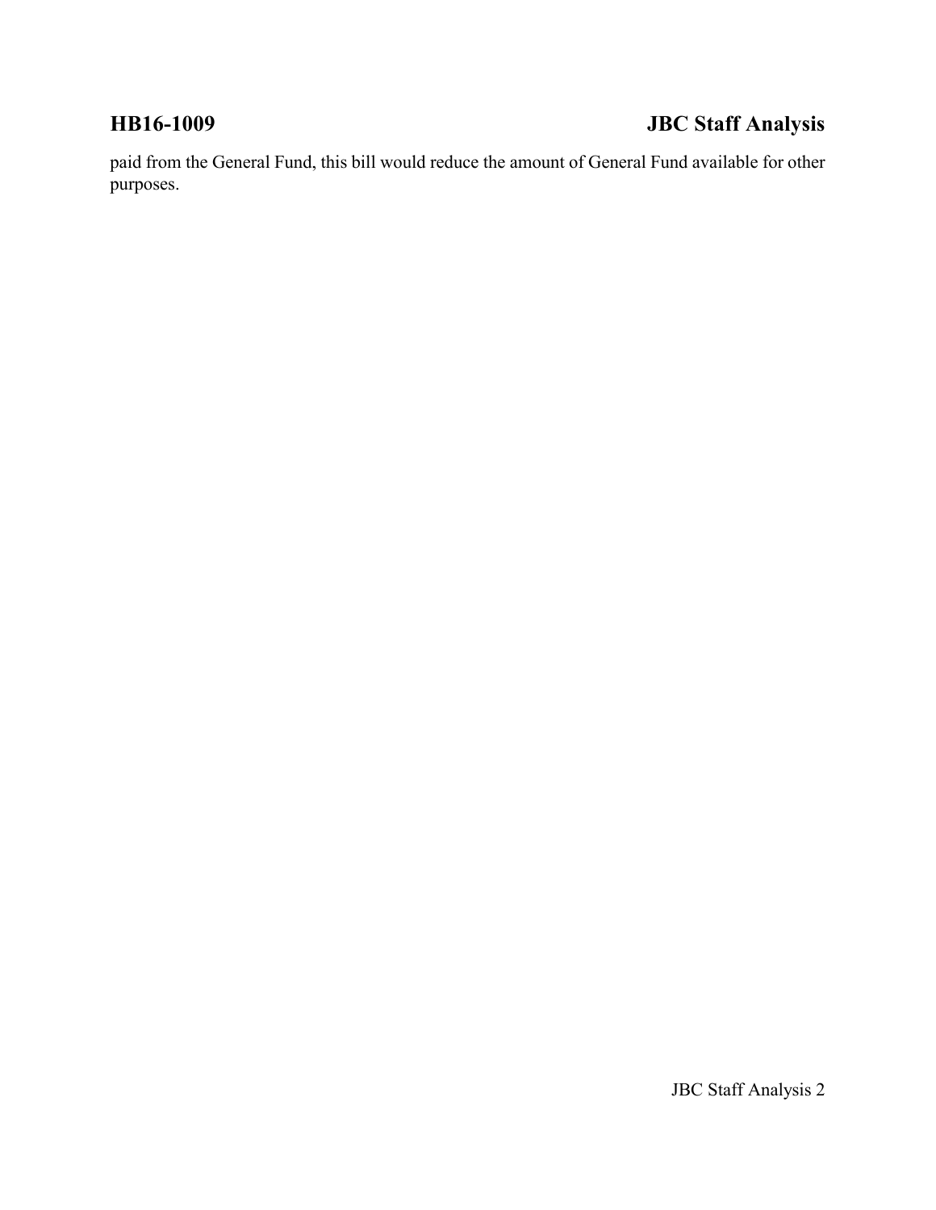paid from the General Fund, this bill would reduce the amount of General Fund available for other purposes.